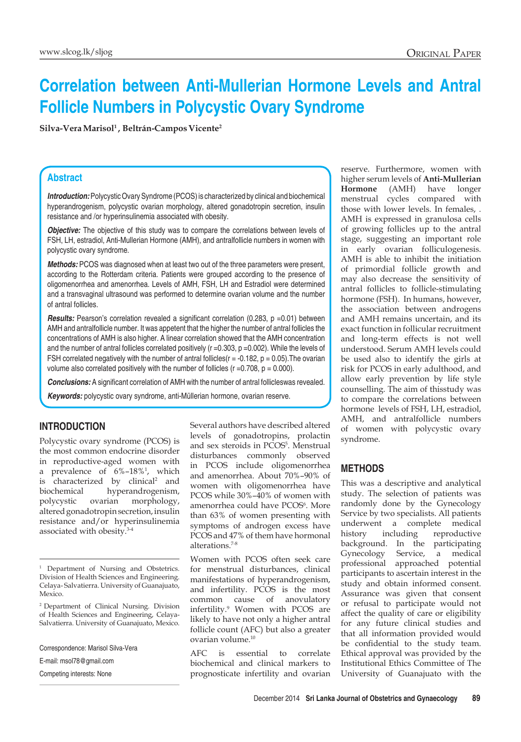# Correlation between Anti-Mullerian Hormone Levels and Antral Follicle Numbers in Polycystic Ovary Syndrome

**Silva-Vera Marisol[1], Beltrán-Campos Vicente[2]**

## Abstract

***Introduction:*** Polycystic Ovary Syndrome (PCOS) is characterized by clinical and biochemical hyperandrogenism, polycystic ovarian morphology, altered gonadotropin secretion, insulin resistance and /or hyperinsulinemia associated with obesity.

***Objective:*** The objective of this study was to compare the correlations between levels of FSH, LH, estradiol, Anti-Mullerian Hormone (AMH), and antralfollicle numbers in women with polycystic ovary syndrome.

***Methods:*** PCOS was diagnosed when at least two out of the three parameters were present, according to the Rotterdam criteria. Patients were grouped according to the presence of oligomenorrhea and amenorrhea. Levels of AMH, FSH, LH and Estradiol were determined and a transvaginal ultrasound was performed to determine ovarian volume and the number of antral follicles.

***Results:*** Pearson's correlation revealed a significant correlation (0.283, p =0.01) between AMH and antralfollicle number. It was appetent that the higher the number of antral follicles the concentrations of AMH is also higher. A linear correlation showed that the AMH concentration and the number of antral follicles correlated positively (r =0.303, p =0.002). While the levels of FSH correlated negatively with the number of antral follicles(r = -0.182, p = 0.05).The ovarian volume also correlated positively with the number of follicles (r =0.708, p = 0.000).

***Conclusions:*** A significant correlation of AMH with the number of antral follicleswas revealed.

***Keywords:*** polycystic ovary syndrome, anti-Müllerian hormone, ovarian reserve.

## INTRODUCTION

Polycystic ovary syndrome (PCOS) is the most common endocrine disorder in reproductive-aged women with a prevalence of 6%–18%[1], which is characterized by clinical[2] and biochemical hyperandrogenism, polycystic ovarian morphology, altered gonadotropin secretion, insulin resistance and/or hyperinsulinemia associated with obesity.[3-4]

Several authors have described altered levels of gonadotropins, prolactin and sex steroids in PCOS[5]. Menstrual disturbances commonly observed in PCOS include oligomenorrhea and amenorrhea. About 70%–90% of women with oligomenorrhea have PCOS while 30%–40% of women with amenorrhea could have PCOS[6]. More than 63% of women presenting with symptoms of androgen excess have PCOS and 47% of them have hormonal alterations.[7-8]

Women with PCOS often seek care for menstrual disturbances, clinical manifestations of hyperandrogenism, and infertility. PCOS is the most common cause of anovulatory infertility.[9] Women with PCOS are likely to have not only a higher antral follicle count (AFC) but also a greater ovarian volume.[10]

AFC is essential to correlate biochemical and clinical markers to prognosticate infertility and ovarian reserve. Furthermore, women with higher serum levels of **Anti-Mullerian Hormone** (AMH) have longer menstrual cycles compared with those with lower levels. In females, . AMH is expressed in granulosa cells of growing follicles up to the antral stage, suggesting an important role in early ovarian folliculogenesis. AMH is able to inhibit the initiation of primordial follicle growth and may also decrease the sensitivity of antral follicles to follicle-stimulating hormone (FSH). In humans, however, the association between androgens and AMH remains uncertain, and its exact function in follicular recruitment and long-term effects is not well understood. Serum AMH levels could be used also to identify the girls at risk for PCOS in early adulthood, and allow early prevention by life style counselling. The aim of thisstudy was to compare the correlations between hormone levels of FSH, LH, estradiol, AMH, and antralfollicle numbers of women with polycystic ovary syndrome.

## METHODS

This was a descriptive and analytical study. The selection of patients was randomly done by the Gynecology Service by two specialists. All patients underwent a complete medical history including reproductive background. In the participating Gynecology Service, a medical professional approached potential participants to ascertain interest in the study and obtain informed consent. Assurance was given that consent or refusal to participate would not affect the quality of care or eligibility for any future clinical studies and that all information provided would be confidential to the study team. Ethical approval was provided by the Institutional Ethics Committee of The University of Guanajuato with the

---

[1] Department of Nursing and Obstetrics. Division of Health Sciences and Engineering. Celaya-Salvatierra. University of Guanajuato, Mexico.

[2] Department of Clinical Nursing. Division of Health Sciences and Engineering, Celaya-Salvatierra. University of Guanajuato, Mexico.

Correspondence: Marisol Silva-Vera

E-mail: msol78@gmail.com

Competing interests: None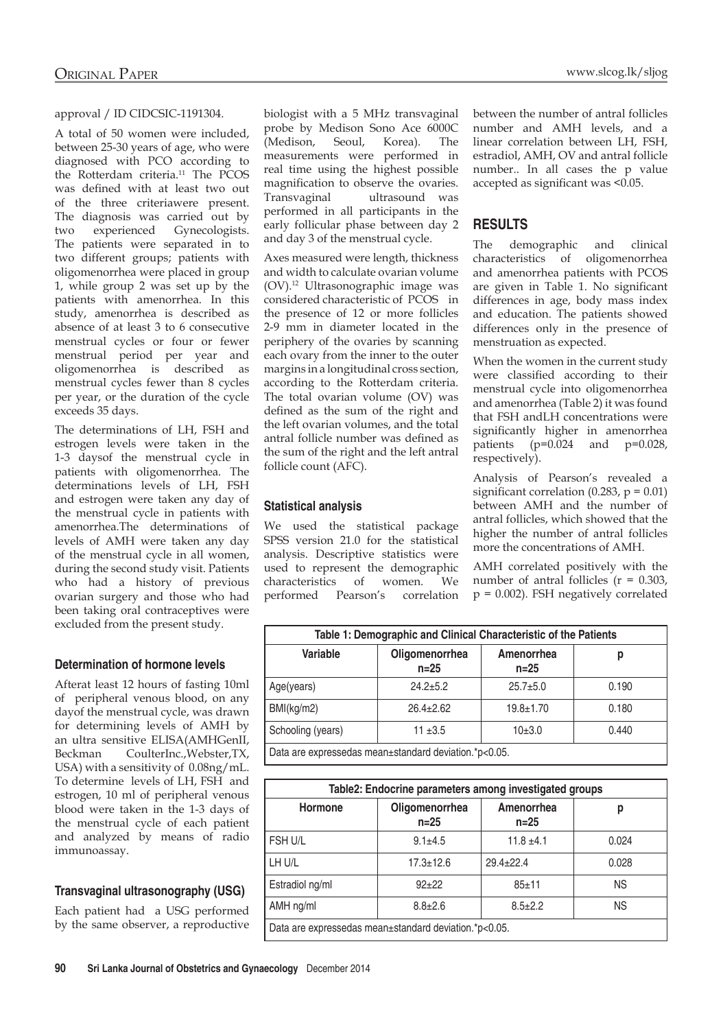approval / ID CIDCSIC-1191304.

A total of 50 women were included, between 25-30 years of age, who were diagnosed with PCO according to the Rotterdam criteria.[11] The PCOS was defined with at least two out of the three criteriawere present. The diagnosis was carried out by two experienced Gynecologists. The patients were separated in to two different groups; patients with oligomenorrhea were placed in group 1, while group 2 was set up by the patients with amenorrhea. In this study, amenorrhea is described as absence of at least 3 to 6 consecutive menstrual cycles or four or fewer menstrual period per year and oligomenorrhea is described as menstrual cycles fewer than 8 cycles per year, or the duration of the cycle exceeds 35 days.

The determinations of LH, FSH and estrogen levels were taken in the 1-3 daysof the menstrual cycle in patients with oligomenorrhea. The determinations levels of LH, FSH and estrogen were taken any day of the menstrual cycle in patients with amenorrhea.The determinations of levels of AMH were taken any day of the menstrual cycle in all women, during the second study visit. Patients who had a history of previous ovarian surgery and those who had been taking oral contraceptives were excluded from the present study.

### Determination of hormone levels

Afterat least 12 hours of fasting 10ml of peripheral venous blood, on any dayof the menstrual cycle, was drawn for determining levels of AMH by an ultra sensitive ELISA(AMHGenII, Beckman CoulterInc.,Webster,TX, USA) with a sensitivity of 0.08ng/mL. To determine levels of LH, FSH and estrogen, 10 ml of peripheral venous blood were taken in the 1-3 days of the menstrual cycle of each patient and analyzed by means of radio immunoassay.

### Transvaginal ultrasonography (USG)

Each patient had a USG performed by the same observer, a reproductive biologist with a 5 MHz transvaginal probe by Medison Sono Ace 6000C (Medison, Seoul, Korea). The measurements were performed in real time using the highest possible magnification to observe the ovaries. Transvaginal ultrasound was performed in all participants in the early follicular phase between day 2 and day 3 of the menstrual cycle.

Axes measured were length, thickness and width to calculate ovarian volume (OV).[12] Ultrasonographic image was considered characteristic of PCOS in the presence of 12 or more follicles 2-9 mm in diameter located in the periphery of the ovaries by scanning each ovary from the inner to the outer margins in a longitudinal cross section, according to the Rotterdam criteria. The total ovarian volume (OV) was defined as the sum of the right and the left ovarian volumes, and the total antral follicle number was defined as the sum of the right and the left antral follicle count (AFC).

### Statistical analysis

We used the statistical package SPSS version 21.0 for the statistical analysis. Descriptive statistics were used to represent the demographic characteristics of women. We performed Pearson's correlation between the number of antral follicles number and AMH levels, and a linear correlation between LH, FSH, estradiol, AMH, OV and antral follicle number.. In all cases the p value accepted as significant was <0.05.

## RESULTS

The demographic and clinical characteristics of oligomenorrhea and amenorrhea patients with PCOS are given in Table 1. No significant differences in age, body mass index and education. The patients showed differences only in the presence of menstruation as expected.

When the women in the current study were classified according to their menstrual cycle into oligomenorrhea and amenorrhea (Table 2) it was found that FSH andLH concentrations were significantly higher in amenorrhea patients ($p=0.024$ and $p=0.028$, respectively).

Analysis of Pearson's revealed a significant correlation (0.283, $p = 0.01$) between AMH and the number of antral follicles, which showed that the higher the number of antral follicles more the concentrations of AMH.

AMH correlated positively with the number of antral follicles ($r = 0.303$, $p = 0.002$). FSH negatively correlated

**Table 1: Demographic and Clinical Characteristic of the Patients**

| Variable | Oligomenorrhea n=25 | Amenorrhea n=25 | p |
|---|---|---|---|
| Age(years) | 24.2±5.2 | 25.7±5.0 | 0.190 |
| BMI(kg/m2) | 26.4±2.62 | 19.8±1.70 | 0.180 |
| Schooling (years) | 11 ±3.5 | 10±3.0 | 0.440 |

Data are expressedas mean±standard deviation.*p<0.05.

**Table2: Endocrine parameters among investigated groups**

| Hormone | Oligomenorrhea n=25 | Amenorrhea n=25 | p |
|---|---|---|---|
| FSH U/L | 9.1±4.5 | 11.8 ±4.1 | 0.024 |
| LH U/L | 17.3±12.6 | 29.4±22.4 | 0.028 |
| Estradiol ng/ml | 92±22 | 85±11 | NS |
| AMH ng/ml | 8.8±2.6 | 8.5±2.2 | NS |

Data are expressedas mean±standard deviation.*p<0.05.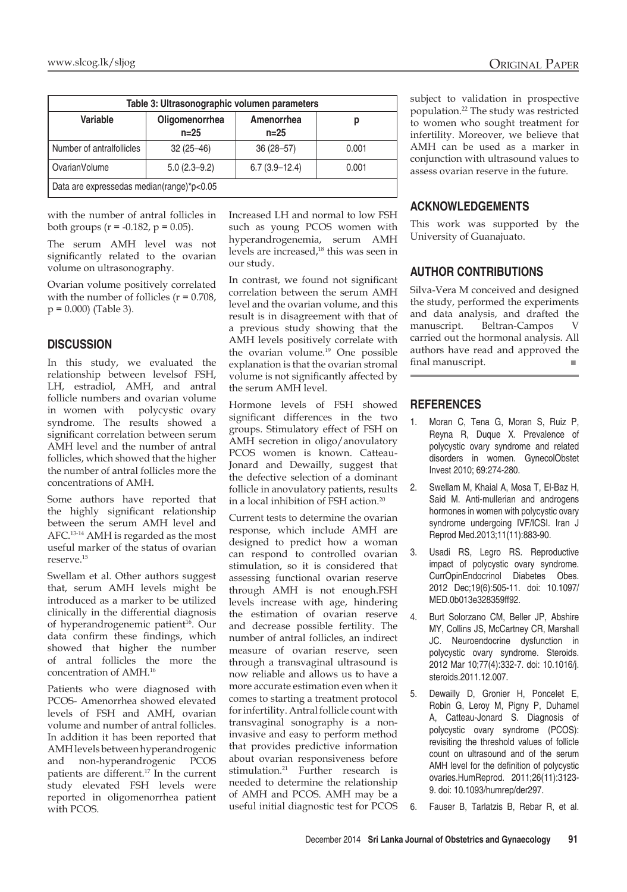| Table 3: Ultrasonographic volumen parameters | | | |
|---|---|---|---|
| Variable | Oligomenorrhea n=25 | Amenorrhea n=25 | p |
| Number of antralfollicles | 32 (25–46) | 36 (28–57) | 0.001 |
| OvarianVolume | 5.0 (2.3–9.2) | 6.7 (3.9–12.4) | 0.001 |
| Data are expressedas median(range)*p<0.05 | | | |

with the number of antral follicles in both groups ($r = -0.182$, $p = 0.05$).

The serum AMH level was not significantly related to the ovarian volume on ultrasonography.

Ovarian volume positively correlated with the number of follicles ($r = 0.708$, $p = 0.000$) (Table 3).

## DISCUSSION

In this study, we evaluated the relationship between levelsof FSH, LH, estradiol, AMH, and antral follicle numbers and ovarian volume in women with polycystic ovary syndrome. The results showed a significant correlation between serum AMH level and the number of antral follicles, which showed that the higher the number of antral follicles more the concentrations of AMH.

Some authors have reported that the highly significant relationship between the serum AMH level and AFC.[13-14] AMH is regarded as the most useful marker of the status of ovarian reserve.[15]

Swellam et al. Other authors suggest that, serum AMH levels might be introduced as a marker to be utilized clinically in the differential diagnosis of hyperandrogenemic patient[16]. Our data confirm these findings, which showed that higher the number of antral follicles the more the concentration of AMH.[16]

Patients who were diagnosed with PCOS- Amenorrhea showed elevated levels of FSH and AMH, ovarian volume and number of antral follicles. In addition it has been reported that AMH levels between hyperandrogenic and non-hyperandrogenic PCOS patients are different.[17] In the current study elevated FSH levels were reported in oligomenorrhea patient with PCOS.

Increased LH and normal to low FSH such as young PCOS women with hyperandrogenemia, serum AMH levels are increased,[18] this was seen in our study.

In contrast, we found not significant correlation between the serum AMH level and the ovarian volume, and this result is in disagreement with that of a previous study showing that the AMH levels positively correlate with the ovarian volume.[19] One possible explanation is that the ovarian stromal volume is not significantly affected by the serum AMH level.

Hormone levels of FSH showed significant differences in the two groups. Stimulatory effect of FSH on AMH secretion in oligo/anovulatory PCOS women is known. Catteau-Jonard and Dewailly, suggest that the defective selection of a dominant follicle in anovulatory patients, results in a local inhibition of FSH action.[20]

Current tests to determine the ovarian response, which include AMH are designed to predict how a woman can respond to controlled ovarian stimulation, so it is considered that assessing functional ovarian reserve through AMH is not enough.FSH levels increase with age, hindering the estimation of ovarian reserve and decrease possible fertility. The number of antral follicles, an indirect measure of ovarian reserve, seen through a transvaginal ultrasound is now reliable and allows us to have a more accurate estimation even when it comes to starting a treatment protocol for infertility. Antral follicle count with transvaginal sonography is a non-invasive and easy to perform method that provides predictive information about ovarian responsiveness before stimulation.[21] Further research is needed to determine the relationship of AMH and PCOS. AMH may be a useful initial diagnostic test for PCOS subject to validation in prospective population.[22] The study was restricted to women who sought treatment for infertility. Moreover, we believe that AMH can be used as a marker in conjunction with ultrasound values to assess ovarian reserve in the future.

## ACKNOWLEDGEMENTS

This work was supported by the University of Guanajuato.

## AUTHOR CONTRIBUTIONS

Silva-Vera M conceived and designed the study, performed the experiments and data analysis, and drafted the manuscript. Beltran-Campos V carried out the hormonal analysis. All authors have read and approved the final manuscript.

## REFERENCES

1. Moran C, Tena G, Moran S, Ruiz P, Reyna R, Duque X. Prevalence of polycystic ovary syndrome and related disorders in women. GynecolObstet Invest 2010; 69:274-280.
2. Swellam M, Khaial A, Mosa T, El-Baz H, Said M. Anti-mullerian and androgens hormones in women with polycystic ovary syndrome undergoing IVF/ICSI. Iran J Reprod Med.2013;11(11):883-90.
3. Usadi RS, Legro RS. Reproductive impact of polycystic ovary syndrome. CurrOpinEndocrinol Diabetes Obes. 2012 Dec;19(6):505-11. doi: 10.1097/MED.0b013e328359ff92.
4. Burt Solorzano CM, Beller JP, Abshire MY, Collins JS, McCartney CR, Marshall JC. Neuroendocrine dysfunction in polycystic ovary syndrome. Steroids. 2012 Mar 10;77(4):332-7. doi: 10.1016/j.steroids.2011.12.007.
5. Dewailly D, Gronier H, Poncelet E, Robin G, Leroy M, Pigny P, Duhamel A, Catteau-Jonard S. Diagnosis of polycystic ovary syndrome (PCOS): revisiting the threshold values of follicle count on ultrasound and of the serum AMH level for the definition of polycystic ovaries.HumReprod. 2011;26(11):3123-9. doi: 10.1093/humrep/der297.
6. Fauser B, Tarlatzis B, Rebar R, et al.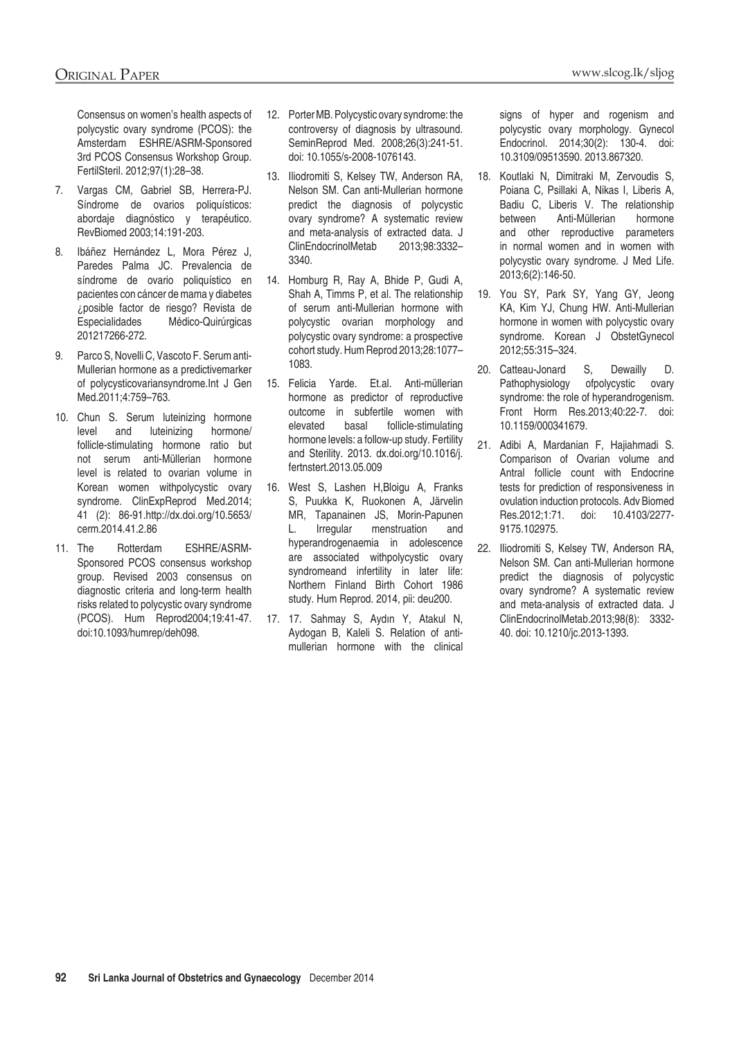Consensus on women's health aspects of polycystic ovary syndrome (PCOS): the Amsterdam ESHRE/ASRM-Sponsored 3rd PCOS Consensus Workshop Group. FertilSteril. 2012;97(1):28–38.

7. Vargas CM, Gabriel SB, Herrera-PJ. Síndrome de ovarios poliquísticos: abordaje diagnóstico y terapéutico. RevBiomed 2003;14:191-203.

8. Ibáñez Hernández L, Mora Pérez J, Paredes Palma JC. Prevalencia de síndrome de ovario poliquístico en pacientes con cáncer de mama y diabetes ¿posible factor de riesgo? Revista de Especialidades Médico-Quirúrgicas 201217266-272.

9. Parco S, Novelli C, Vascoto F. Serum anti-Mullerian hormone as a predictivemarker of polycysticovariansyndrome.Int J Gen Med.2011;4:759–763.

10. Chun S. Serum luteinizing hormone level and luteinizing hormone/ follicle-stimulating hormone ratio but not serum anti-Müllerian hormone level is related to ovarian volume in Korean women withpolycystic ovary syndrome. ClinExpReprod Med.2014; 41 (2): 86-91.http://dx.doi.org/10.5653/cerm.2014.41.2.86

11. The Rotterdam ESHRE/ASRM-Sponsored PCOS consensus workshop group. Revised 2003 consensus on diagnostic criteria and long-term health risks related to polycystic ovary syndrome (PCOS). Hum Reprod2004;19:41-47. doi:10.1093/humrep/deh098.

12. Porter MB. Polycystic ovary syndrome: the controversy of diagnosis by ultrasound. SeminReprod Med. 2008;26(3):241-51. doi: 10.1055/s-2008-1076143.

13. Iliodromiti S, Kelsey TW, Anderson RA, Nelson SM. Can anti-Mullerian hormone predict the diagnosis of polycystic ovary syndrome? A systematic review and meta-analysis of extracted data. J ClinEndocrinolMetab 2013;98:3332–3340.

14. Homburg R, Ray A, Bhide P, Gudi A, Shah A, Timms P, et al. The relationship of serum anti-Mullerian hormone with polycystic ovarian morphology and polycystic ovary syndrome: a prospective cohort study. Hum Reprod 2013;28:1077–1083.

15. Felicia Yarde. Et.al. Anti-müllerian hormone as predictor of reproductive outcome in subfertile women with elevated basal follicle-stimulating hormone levels: a follow-up study. Fertility and Sterility. 2013. dx.doi.org/10.1016/j.fertnstert.2013.05.009

16. West S, Lashen H,Bloigu A, Franks S, Puukka K, Ruokonen A, Järvelin MR, Tapanainen JS, Morin-Papunen L. Irregular menstruation and hyperandrogenaemia in adolescence are associated withpolycystic ovary syndromeand infertility in later life: Northern Finland Birth Cohort 1986 study. Hum Reprod. 2014, pii: deu200.

17. 17. Sahmay S, Aydın Y, Atakul N, Aydogan B, Kaleli S. Relation of anti-mullerian hormone with the clinical signs of hyper and rogenism and polycystic ovary morphology. Gynecol Endocrinol. 2014;30(2): 130-4. doi: 10.3109/09513590. 2013.867320.

18. Koutlaki N, Dimitraki M, Zervoudis S, Poiana C, Psillaki A, Nikas I, Liberis A, Badiu C, Liberis V. The relationship between Anti-Müllerian hormone and other reproductive parameters in normal women and in women with polycystic ovary syndrome. J Med Life. 2013;6(2):146-50.

19. You SY, Park SY, Yang GY, Jeong KA, Kim YJ, Chung HW. Anti-Mullerian hormone in women with polycystic ovary syndrome. Korean J ObstetGynecol 2012;55:315–324.

20. Catteau-Jonard S, Dewailly D. Pathophysiology ofpolycystic ovary syndrome: the role of hyperandrogenism. Front Horm Res.2013;40:22-7. doi: 10.1159/000341679.

21. Adibi A, Mardanian F, Hajiahmadi S. Comparison of Ovarian volume and Antral follicle count with Endocrine tests for prediction of responsiveness in ovulation induction protocols. Adv Biomed Res.2012;1:71. doi: 10.4103/2277-9175.102975.

22. Iliodromiti S, Kelsey TW, Anderson RA, Nelson SM. Can anti-Mullerian hormone predict the diagnosis of polycystic ovary syndrome? A systematic review and meta-analysis of extracted data. J ClinEndocrinolMetab.2013;98(8): 3332-40. doi: 10.1210/jc.2013-1393.